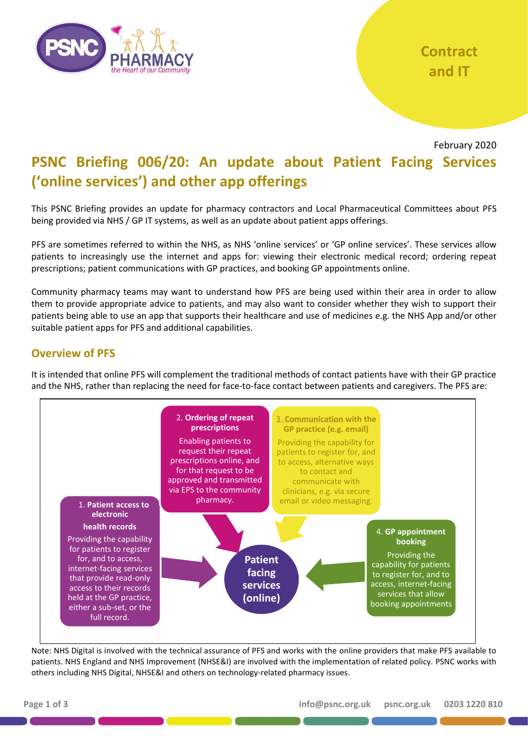Contract and IT

February 2020

# PSNC Briefing 006/20: An update about Patient Facing Services ('online services') and other app offerings

This PSNC Briefing provides an update for pharmacy contractors and Local Pharmaceutical Committees about PFS being provided via NHS / GP IT systems, as well as an update about patient apps offerings.

PFS are sometimes referred to within the NHS, as NHS 'online services' or 'GP online services'. These services allow patients to increasingly use the internet and apps for: viewing their electronic medical record; ordering repeat prescriptions; patient communications with GP practices, and booking GP appointments online.

Community pharmacy teams may want to understand how PFS are being used within their area in order to allow them to provide appropriate advice to patients, and may also want to consider whether they wish to support their patients being able to use an app that supports their healthcare and use of medicines e.g. the NHS App and/or other suitable patient apps for PFS and additional capabilities.

## Overview of PFS

It is intended that online PFS will complement the traditional methods of contact patients have with their GP practice and the NHS, rather than replacing the need for face-to-face contact between patients and caregivers. The PFS are:

**Patient facing services (online)**

1. **Patient access to electronic health records**
Providing the capability for patients to register for, and to access, internet-facing services that provide read-only access to their records held at the GP practice, either a sub-set, or the full record.

2. **Ordering of repeat prescriptions**
Enabling patients to request their repeat prescriptions online, and for that request to be approved and transmitted via EPS to the community pharmacy.

3. **Communication with the GP practice (e.g. email)**
Providing the capability for patients to register for, and to access, alternative ways to contact and communicate with clinicians, e.g. via secure email or video messaging.

4. **GP appointment booking**
Providing the capability for patients to register for, and to access, internet-facing services that allow booking appointments

Note: NHS Digital is involved with the technical assurance of PFS and works with the online providers that make PFS available to patients. NHS England and NHS Improvement (NHSE&I) are involved with the implementation of related policy. PSNC works with others including NHS Digital, NHSE&I and others on technology-related pharmacy issues.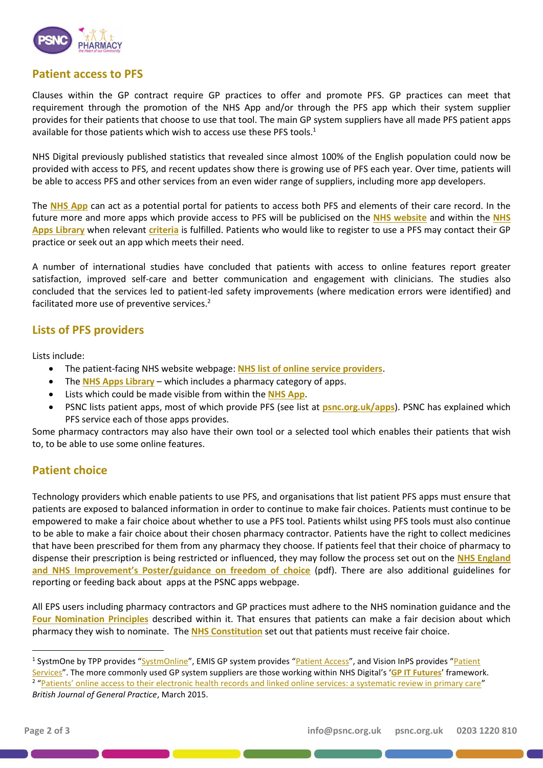## Patient access to PFS

Clauses within the GP contract require GP practices to offer and promote PFS. GP practices can meet that requirement through the promotion of the NHS App and/or through the PFS app which their system supplier provides for their patients that choose to use that tool. The main GP system suppliers have all made PFS patient apps available for those patients which wish to access use these PFS tools.[1]

NHS Digital previously published statistics that revealed since almost 100% of the English population could now be provided with access to PFS, and recent updates show there is growing use of PFS each year. Over time, patients will be able to access PFS and other services from an even wider range of suppliers, including more app developers.

The **NHS App** can act as a potential portal for patients to access both PFS and elements of their care record. In the future more and more apps which provide access to PFS will be publicised on the **NHS website** and within the **NHS Apps Library** when relevant **criteria** is fulfilled. Patients who would like to register to use a PFS may contact their GP practice or seek out an app which meets their need.

A number of international studies have concluded that patients with access to online features report greater satisfaction, improved self-care and better communication and engagement with clinicians. The studies also concluded that the services led to patient-led safety improvements (where medication errors were identified) and facilitated more use of preventive services.[2]

## Lists of PFS providers

Lists include:

- The patient-facing NHS website webpage: **NHS list of online service providers**.
- The **NHS Apps Library** – which includes a pharmacy category of apps.
- Lists which could be made visible from within the **NHS App**.
- PSNC lists patient apps, most of which provide PFS (see list at **psnc.org.uk/apps**). PSNC has explained which PFS service each of those apps provides.

Some pharmacy contractors may also have their own tool or a selected tool which enables their patients that wish to, to be able to use some online features.

## Patient choice

Technology providers which enable patients to use PFS, and organisations that list patient PFS apps must ensure that patients are exposed to balanced information in order to continue to make fair choices. Patients must continue to be empowered to make a fair choice about whether to use a PFS tool. Patients whilst using PFS tools must also continue to be able to make a fair choice about their chosen pharmacy contractor. Patients have the right to collect medicines that have been prescribed for them from any pharmacy they choose. If patients feel that their choice of pharmacy to dispense their prescription is being restricted or influenced, they may follow the process set out on the **NHS England and NHS Improvement's Poster/guidance on freedom of choice** (pdf). There are also additional guidelines for reporting or feeding back about apps at the PSNC apps webpage.

All EPS users including pharmacy contractors and GP practices must adhere to the NHS nomination guidance and the **Four Nomination Principles** described within it. That ensures that patients can make a fair decision about which pharmacy they wish to nominate. The **NHS Constitution** set out that patients must receive fair choice.

---

[1] SystmOne by TPP provides "SystmOnline", EMIS GP system provides "Patient Access", and Vision InPS provides "Patient Services". The more commonly used GP system suppliers are those working within NHS Digital's '**GP IT Futures**' framework.

[2] "Patients' online access to their electronic health records and linked online services: a systematic review in primary care" *British Journal of General Practice*, March 2015.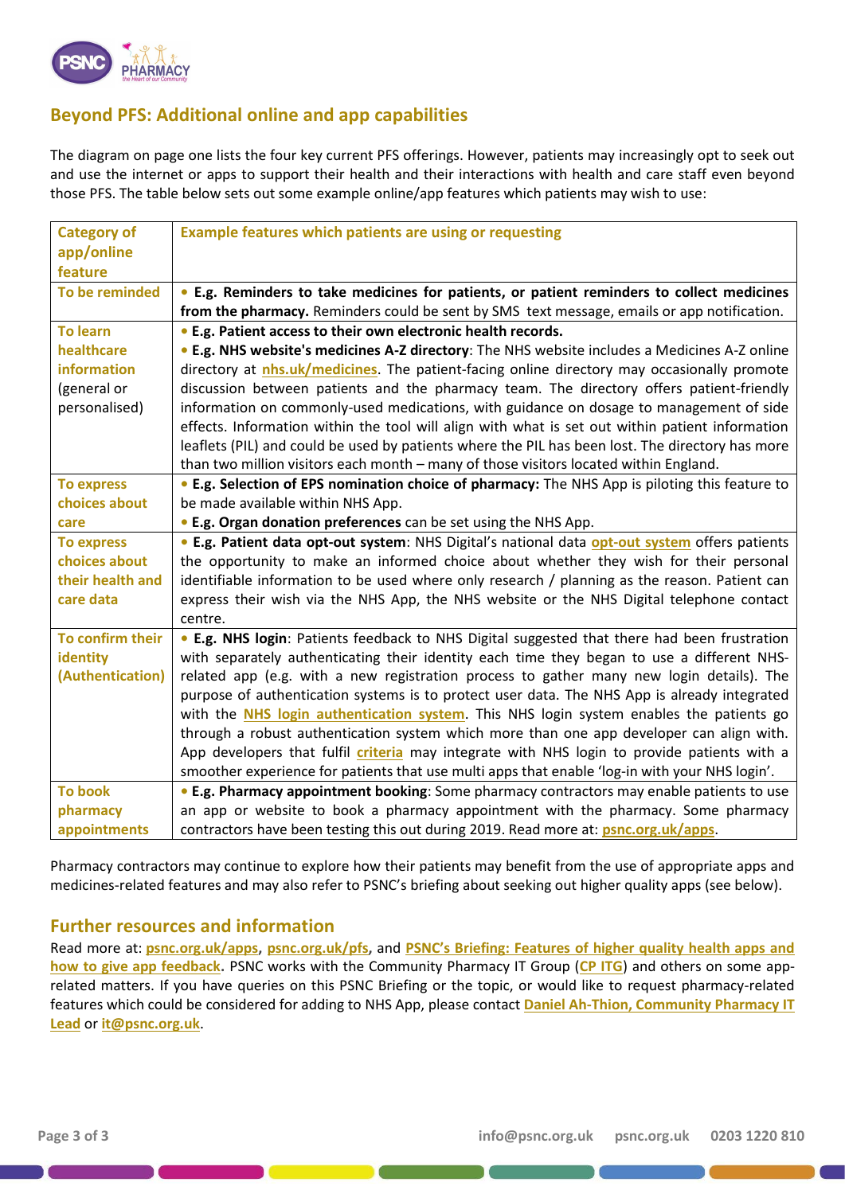## Beyond PFS: Additional online and app capabilities

The diagram on page one lists the four key current PFS offerings. However, patients may increasingly opt to seek out and use the internet or apps to support their health and their interactions with health and care staff even beyond those PFS. The table below sets out some example online/app features which patients may wish to use:

| Category of app/online feature | Example features which patients are using or requesting |
| --- | --- |
| **To be reminded** | • **E.g. Reminders to take medicines for patients, or patient reminders to collect medicines from the pharmacy.** Reminders could be sent by SMS text message, emails or app notification. |
| **To learn healthcare information** (general or personalised) | • **E.g. Patient access to their own electronic health records.** <br> • **E.g. NHS website's medicines A-Z directory**: The NHS website includes a Medicines A-Z online directory at **nhs.uk/medicines**. The patient-facing online directory may occasionally promote discussion between patients and the pharmacy team. The directory offers patient-friendly information on commonly-used medications, with guidance on dosage to management of side effects. Information within the tool will align with what is set out within patient information leaflets (PIL) and could be used by patients where the PIL has been lost. The directory has more than two million visitors each month – many of those visitors located within England. |
| **To express choices about care** | • **E.g. Selection of EPS nomination choice of pharmacy:** The NHS App is piloting this feature to be made available within NHS App. <br> • **E.g. Organ donation preferences** can be set using the NHS App. |
| **To express choices about their health and care data** | • **E.g. Patient data opt-out system**: NHS Digital's national data **opt-out system** offers patients the opportunity to make an informed choice about whether they wish for their personal identifiable information to be used where only research / planning as the reason. Patient can express their wish via the NHS App, the NHS website or the NHS Digital telephone contact centre. |
| **To confirm their identity (Authentication)** | • **E.g. NHS login**: Patients feedback to NHS Digital suggested that there had been frustration with separately authenticating their identity each time they began to use a different NHS-related app (e.g. with a new registration process to gather many new login details). The purpose of authentication systems is to protect user data. The NHS App is already integrated with the **NHS login authentication system**. This NHS login system enables the patients go through a robust authentication system which more than one app developer can align with. App developers that fulfil **criteria** may integrate with NHS login to provide patients with a smoother experience for patients that use multi apps that enable 'log-in with your NHS login'. |
| **To book pharmacy appointments** | • **E.g. Pharmacy appointment booking**: Some pharmacy contractors may enable patients to use an app or website to book a pharmacy appointment with the pharmacy. Some pharmacy contractors have been testing this out during 2019. Read more at: **psnc.org.uk/apps**. |

Pharmacy contractors may continue to explore how their patients may benefit from the use of appropriate apps and medicines-related features and may also refer to PSNC's briefing about seeking out higher quality apps (see below).

## Further resources and information

Read more at: **psnc.org.uk/apps**, **psnc.org.uk/pfs**, and **PSNC's Briefing: Features of higher quality health apps and how to give app feedback**. PSNC works with the Community Pharmacy IT Group (**CP ITG**) and others on some app-related matters. If you have queries on this PSNC Briefing or the topic, or would like to request pharmacy-related features which could be considered for adding to NHS App, please contact **Daniel Ah-Thion, Community Pharmacy IT Lead** or **it@psnc.org.uk**.